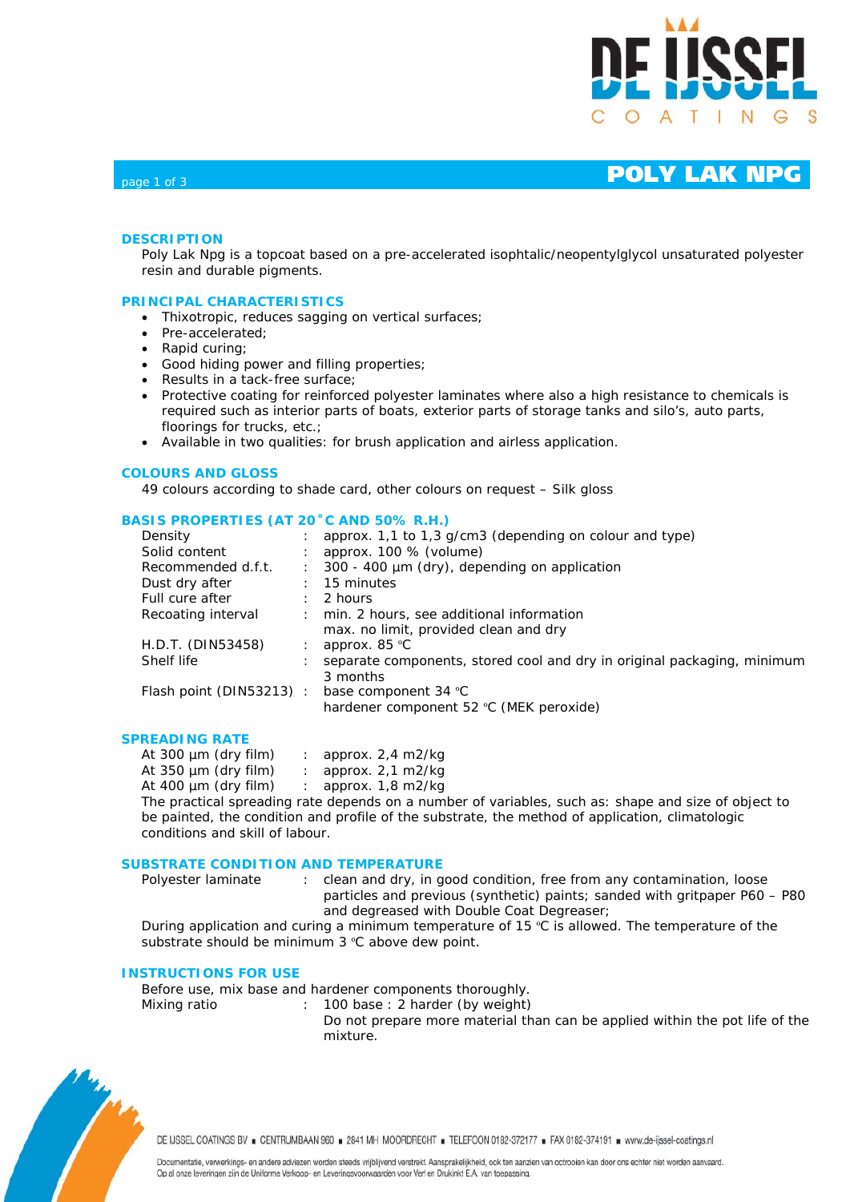# POLY LAK NPG

## DESCRIPTION

Poly Lak Npg is a topcoat based on a pre-accelerated isophtalic/neopentylglycol unsaturated polyester resin and durable pigments.

## PRINCIPAL CHARACTERISTICS

- Thixotropic, reduces sagging on vertical surfaces;
- Pre-accelerated;
- Rapid curing;
- Good hiding power and filling properties;
- Results in a tack-free surface;
- Protective coating for reinforced polyester laminates where also a high resistance to chemicals is required such as interior parts of boats, exterior parts of storage tanks and silo's, auto parts, floorings for trucks, etc.;
- Available in two qualities: for brush application and airless application.

## COLOURS AND GLOSS

49 colours according to shade card, other colours on request – Silk gloss

## BASIS PROPERTIES (AT 20˚C AND 50% R.H.)

| | | |
|---|---|---|
| Density | : | approx. 1,1 to 1,3 g/cm3 (depending on colour and type) |
| Solid content | : | approx. 100 % (volume) |
| Recommended d.f.t. | : | 300 - 400 µm (dry), depending on application |
| Dust dry after | : | 15 minutes |
| Full cure after | : | 2 hours |
| Recoating interval | : | min. 2 hours, see additional information<br>max. no limit, provided clean and dry |
| H.D.T. (DIN53458) | : | approx. 85 °C |
| Shelf life | : | separate components, stored cool and dry in original packaging, minimum 3 months |
| Flash point (DIN53213) | : | base component 34 °C<br>hardener component 52 °C (MEK peroxide) |

## SPREADING RATE

| | | |
|---|---|---|
| At 300 µm (dry film) | : | approx. 2,4 m2/kg |
| At 350 µm (dry film) | : | approx. 2,1 m2/kg |
| At 400 µm (dry film) | : | approx. 1,8 m2/kg |

The practical spreading rate depends on a number of variables, such as: shape and size of object to be painted, the condition and profile of the substrate, the method of application, climatologic conditions and skill of labour.

## SUBSTRATE CONDITION AND TEMPERATURE

| | | |
|---|---|---|
| Polyester laminate | : | clean and dry, in good condition, free from any contamination, loose particles and previous (synthetic) paints; sanded with gritpaper P60 – P80 and degreased with Double Coat Degreaser; |

During application and curing a minimum temperature of 15 °C is allowed. The temperature of the substrate should be minimum 3 °C above dew point.

## INSTRUCTIONS FOR USE

Before use, mix base and hardener components thoroughly.

| | | |
|---|---|---|
| Mixing ratio | : | 100 base : 2 harder (by weight)<br>Do not prepare more material than can be applied within the pot life of the mixture. |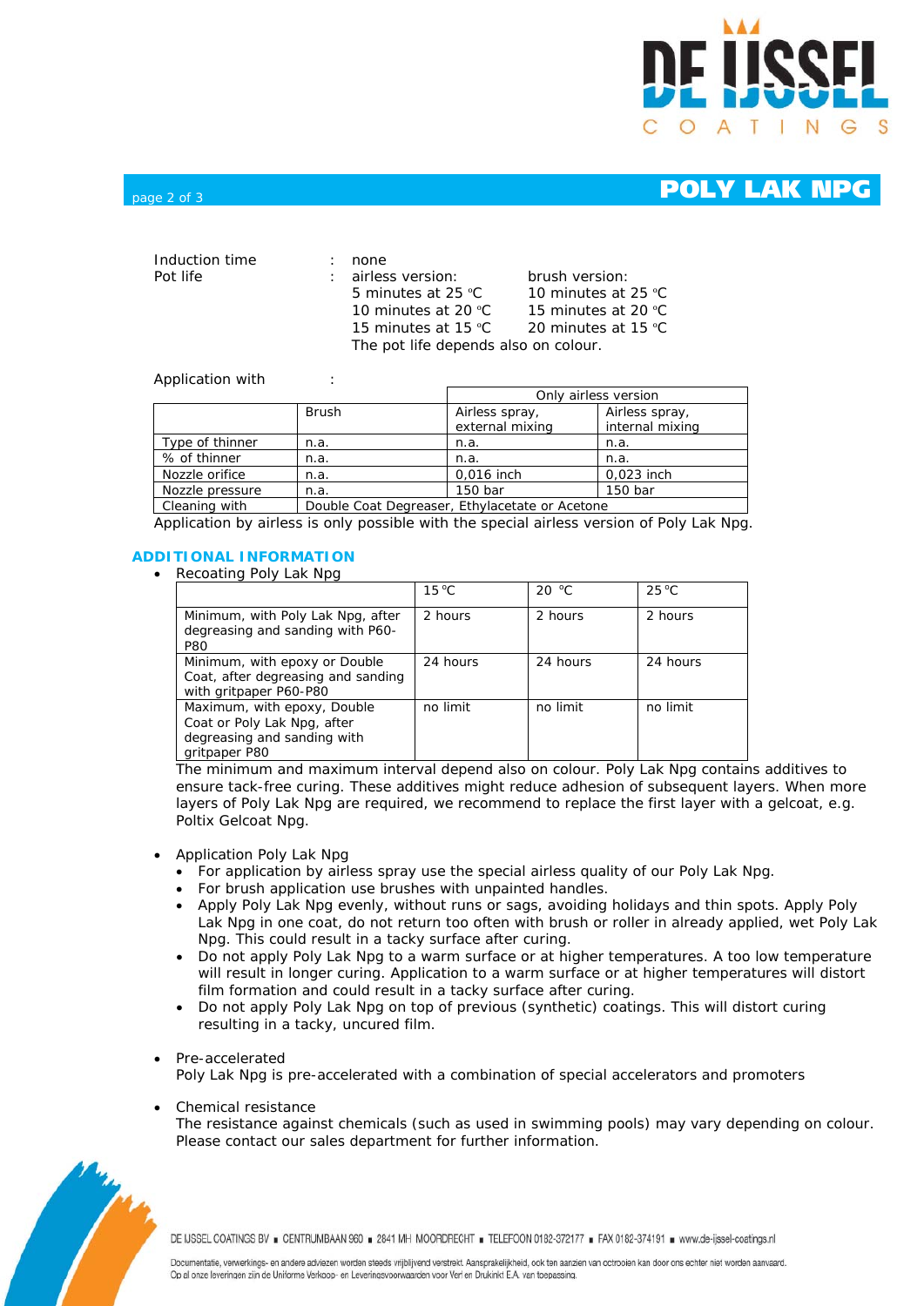Induction time : none

Pot life :

| airless version: | brush version: |
|---|---|
| 5 minutes at 25 °C | 10 minutes at 25 °C |
| 10 minutes at 20 °C | 15 minutes at 20 °C |
| 15 minutes at 15 °C | 20 minutes at 15 °C |

The pot life depends also on colour.

Application with :

| | | Only airless version | |
|---|---|---|---|
| | Brush | Airless spray, external mixing | Airless spray, internal mixing |
| Type of thinner | n.a. | n.a. | n.a. |
| % of thinner | n.a. | n.a. | n.a. |
| Nozzle orifice | n.a. | 0,016 inch | 0,023 inch |
| Nozzle pressure | n.a. | 150 bar | 150 bar |
| Cleaning with | Double Coat Degreaser, Ethylacetate or Acetone | | |

Application by airless is only possible with the special airless version of Poly Lak Npg.

## ADDITIONAL INFORMATION

- Recoating Poly Lak Npg

| | 15 °C | 20 °C | 25 °C |
|---|---|---|---|
| Minimum, with Poly Lak Npg, after degreasing and sanding with P60-P80 | 2 hours | 2 hours | 2 hours |
| Minimum, with epoxy or Double Coat, after degreasing and sanding with gritpaper P60-P80 | 24 hours | 24 hours | 24 hours |
| Maximum, with epoxy, Double Coat or Poly Lak Npg, after degreasing and sanding with gritpaper P80 | no limit | no limit | no limit |

The minimum and maximum interval depend also on colour. Poly Lak Npg contains additives to ensure tack-free curing. These additives might reduce adhesion of subsequent layers. When more layers of Poly Lak Npg are required, we recommend to replace the first layer with a gelcoat, e.g. Poltix Gelcoat Npg.

- Application Poly Lak Npg
  - For application by airless spray use the special airless quality of our Poly Lak Npg.
  - For brush application use brushes with unpainted handles.
  - Apply Poly Lak Npg evenly, without runs or sags, avoiding holidays and thin spots. Apply Poly Lak Npg in one coat, do not return too often with brush or roller in already applied, wet Poly Lak Npg. This could result in a tacky surface after curing.
  - Do not apply Poly Lak Npg to a warm surface or at higher temperatures. A too low temperature will result in longer curing. Application to a warm surface or at higher temperatures will distort film formation and could result in a tacky surface after curing.
  - Do not apply Poly Lak Npg on top of previous (synthetic) coatings. This will distort curing resulting in a tacky, uncured film.

- Pre-accelerated

  Poly Lak Npg is pre-accelerated with a combination of special accelerators and promoters

- Chemical resistance

  The resistance against chemicals (such as used in swimming pools) may vary depending on colour. Please contact our sales department for further information.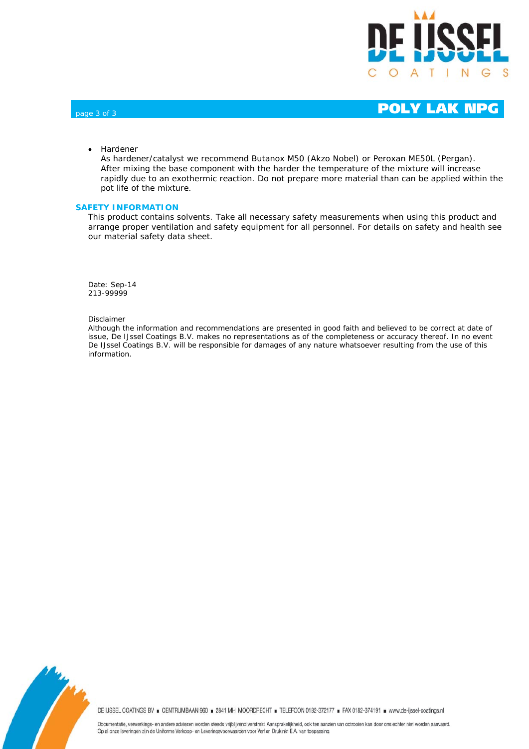- Hardener
  As hardener/catalyst we recommend Butanox M50 (Akzo Nobel) or Peroxan ME50L (Pergan). After mixing the base component with the harder the temperature of the mixture will increase rapidly due to an exothermic reaction. Do not prepare more material than can be applied within the pot life of the mixture.

## SAFETY INFORMATION

This product contains solvents. Take all necessary safety measurements when using this product and arrange proper ventilation and safety equipment for all personnel. For details on safety and health see our material safety data sheet.

Date: Sep-14
213-99999

Disclaimer
Although the information and recommendations are presented in good faith and believed to be correct at date of issue, De IJssel Coatings B.V. makes no representations as of the completeness or accuracy thereof. In no event De IJssel Coatings B.V. will be responsible for damages of any nature whatsoever resulting from the use of this information.